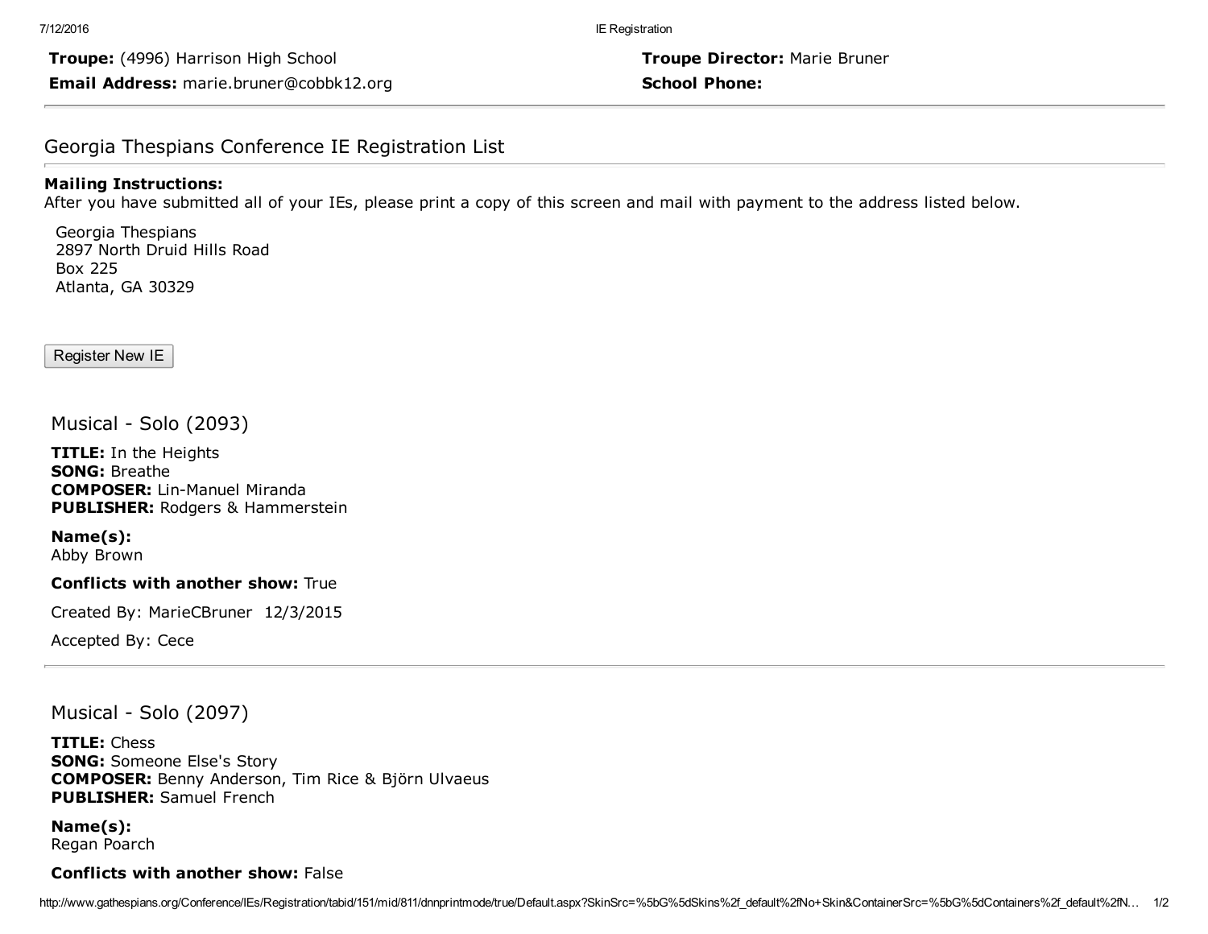**Troupe:** (4996) Harrison High School

**Troupe Director:** Marie Bruner

**Email Address:** marie.bruner@cobbk12.org

**School Phone:**

---

## Georgia Thespians Conference IE Registration List

**Mailing Instructions:**
After you have submitted all of your IEs, please print a copy of this screen and mail with payment to the address listed below.

Georgia Thespians
2897 North Druid Hills Road
Box 225
Atlanta, GA 30329

Register New IE

### Musical - Solo (2093)

**TITLE:** In the Heights
**SONG:** Breathe
**COMPOSER:** Lin-Manuel Miranda
**PUBLISHER:** Rodgers & Hammerstein

**Name(s):**
Abby Brown

**Conflicts with another show:** True

Created By: MarieCBruner 12/3/2015

Accepted By: Cece

---

### Musical - Solo (2097)

**TITLE:** Chess
**SONG:** Someone Else's Story
**COMPOSER:** Benny Anderson, Tim Rice & Björn Ulvaeus
**PUBLISHER:** Samuel French

**Name(s):**
Regan Poarch

**Conflicts with another show:** False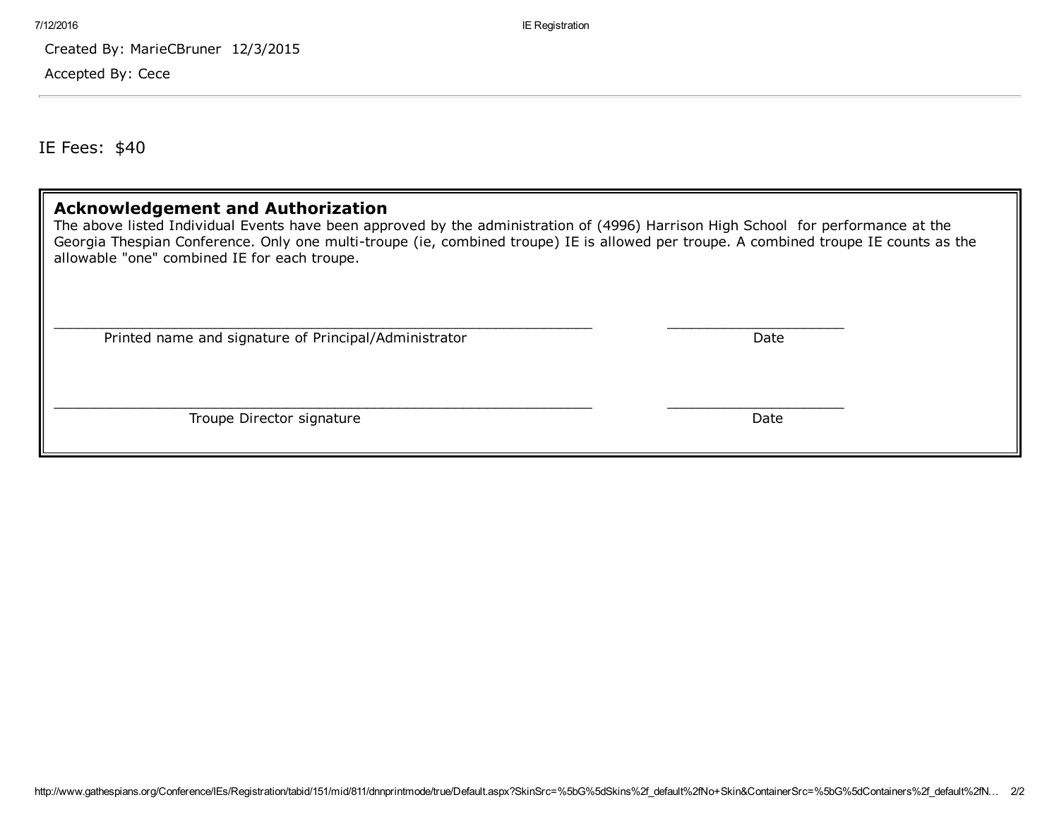Created By: MarieCBruner 12/3/2015

Accepted By: Cece

---

IE Fees: $40

## Acknowledgement and Authorization

The above listed Individual Events have been approved by the administration of (4996) Harrison High School for performance at the Georgia Thespian Conference. Only one multi-troupe (ie, combined troupe) IE is allowed per troupe. A combined troupe IE counts as the allowable "one" combined IE for each troupe.

______________________________________________________________ ____________________

Printed name and signature of Principal/Administrator Date

______________________________________________________________ ____________________

Troupe Director signature Date